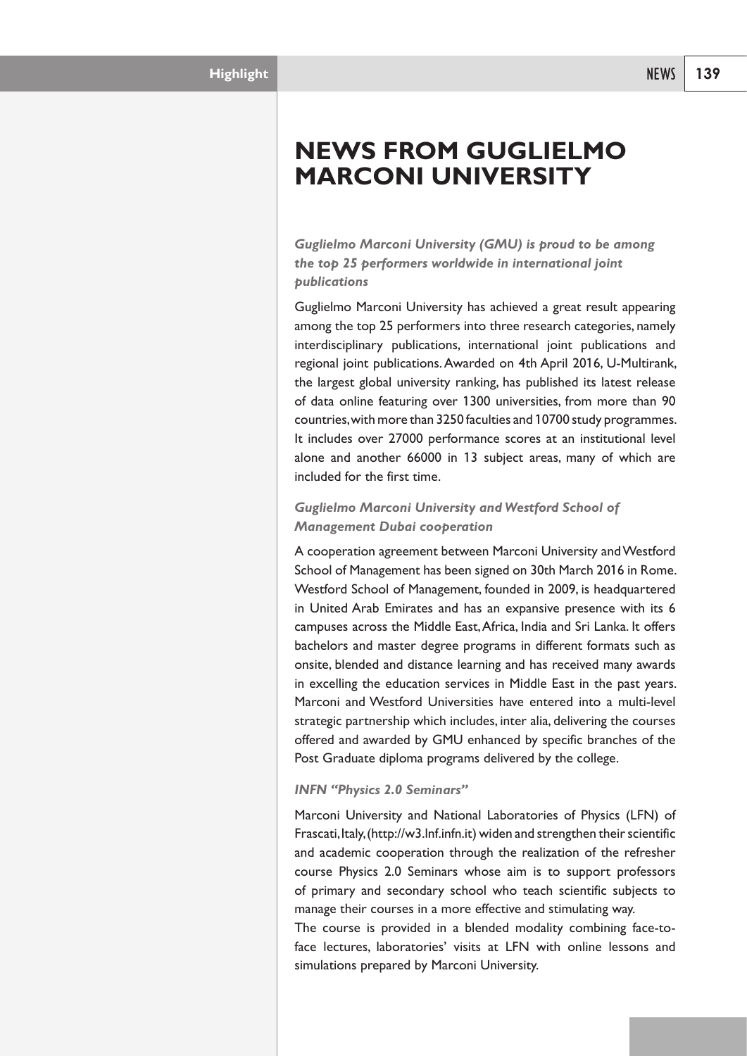# NEWS FROM GUGLIELMO MARCONI UNIVERSITY

### *Guglielmo Marconi University (GMU) is proud to be among the top 25 performers worldwide in international joint publications*

Guglielmo Marconi University has achieved a great result appearing among the top 25 performers into three research categories, namely interdisciplinary publications, international joint publications and regional joint publications. Awarded on 4th April 2016, U-Multirank, the largest global university ranking, has published its latest release of data online featuring over 1300 universities, from more than 90 countries, with more than 3250 faculties and 10700 study programmes. It includes over 27000 performance scores at an institutional level alone and another 66000 in 13 subject areas, many of which are included for the first time.

### *Guglielmo Marconi University and Westford School of Management Dubai cooperation*

A cooperation agreement between Marconi University and Westford School of Management has been signed on 30th March 2016 in Rome. Westford School of Management, founded in 2009, is headquartered in United Arab Emirates and has an expansive presence with its 6 campuses across the Middle East, Africa, India and Sri Lanka. It offers bachelors and master degree programs in different formats such as onsite, blended and distance learning and has received many awards in excelling the education services in Middle East in the past years. Marconi and Westford Universities have entered into a multi-level strategic partnership which includes, inter alia, delivering the courses offered and awarded by GMU enhanced by specific branches of the Post Graduate diploma programs delivered by the college.

### *INFN "Physics 2.0 Seminars"*

Marconi University and National Laboratories of Physics (LFN) of Frascati, Italy, (http://w3.lnf.infn.it) widen and strengthen their scientific and academic cooperation through the realization of the refresher course Physics 2.0 Seminars whose aim is to support professors of primary and secondary school who teach scientific subjects to manage their courses in a more effective and stimulating way.

The course is provided in a blended modality combining face-to-face lectures, laboratories' visits at LFN with online lessons and simulations prepared by Marconi University.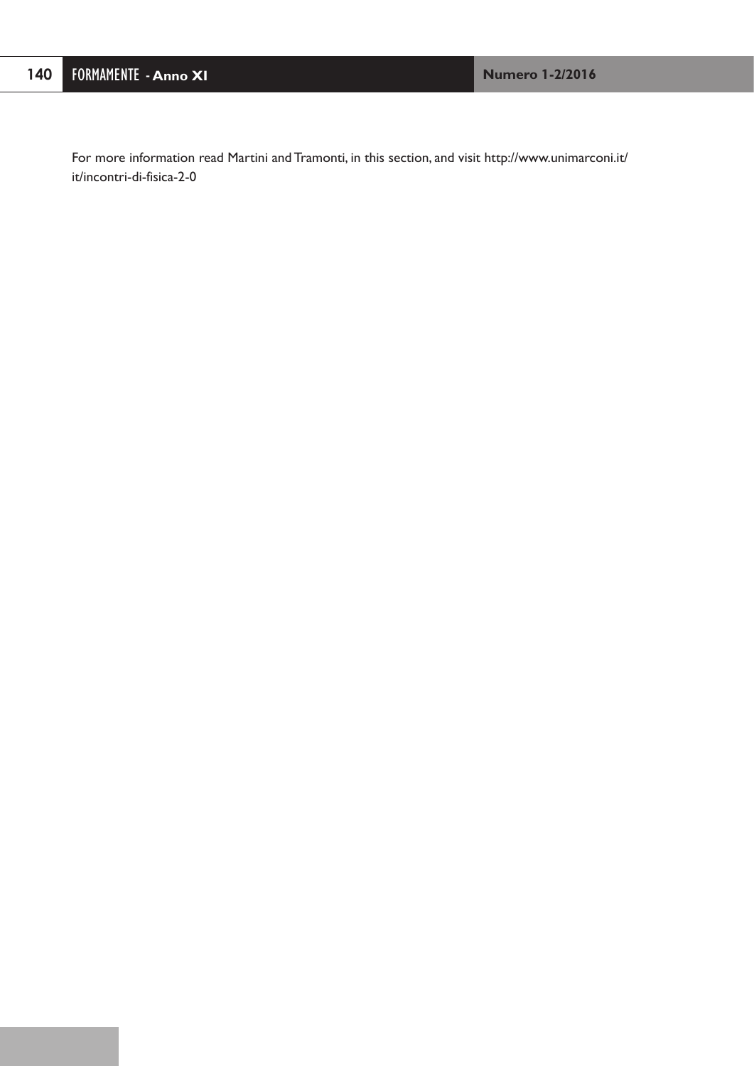For more information read Martini and Tramonti, in this section, and visit http://www.unimarconi.it/it/incontri-di-fisica-2-0